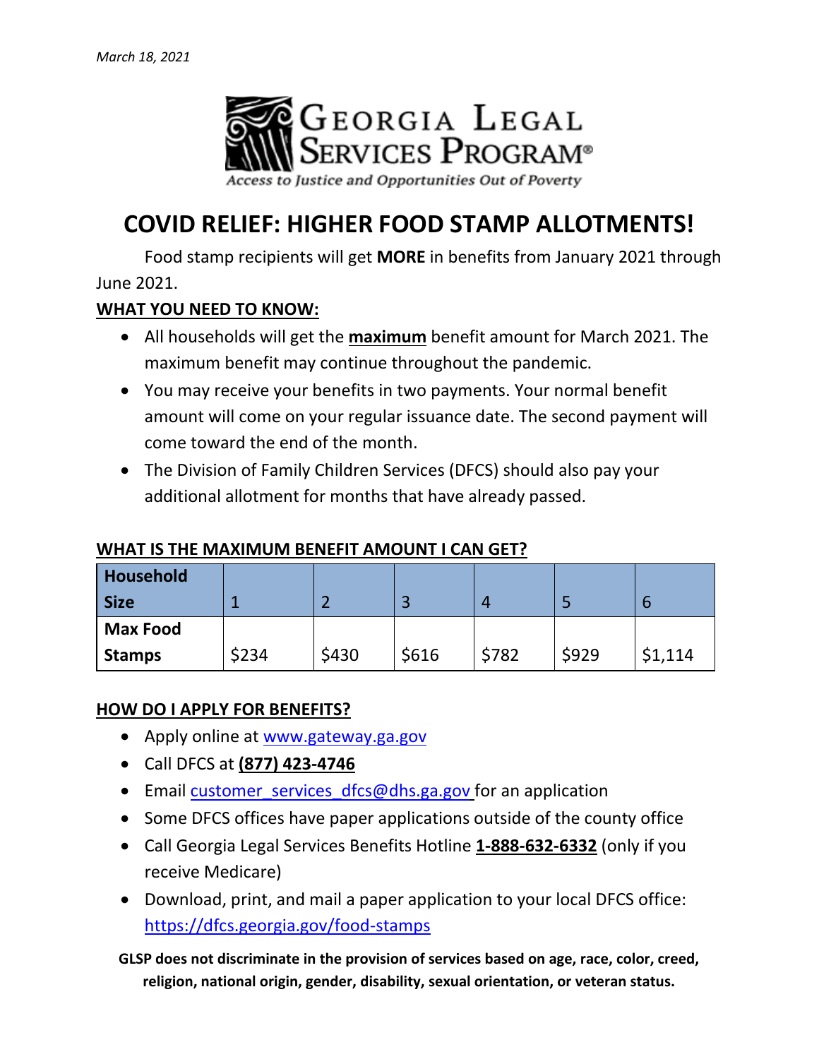*March 18, 2021*

**Georgia Legal Services Program®**

*Access to Justice and Opportunities Out of Poverty*

# COVID RELIEF: HIGHER FOOD STAMP ALLOTMENTS!

Food stamp recipients will get **MORE** in benefits from January 2021 through June 2021.

## WHAT YOU NEED TO KNOW:

- All households will get the **maximum** benefit amount for March 2021. The maximum benefit may continue throughout the pandemic.
- You may receive your benefits in two payments. Your normal benefit amount will come on your regular issuance date. The second payment will come toward the end of the month.
- The Division of Family Children Services (DFCS) should also pay your additional allotment for months that have already passed.

## WHAT IS THE MAXIMUM BENEFIT AMOUNT I CAN GET?

| Household Size | 1 | 2 | 3 | 4 | 5 | 6 |
|---|---|---|---|---|---|---|
| **Max Food Stamps** | $234 | $430 | $616 | $782 | $929 | $1,114 |

## HOW DO I APPLY FOR BENEFITS?

- Apply online at www.gateway.ga.gov
- Call DFCS at **(877) 423-4746**
- Email customer_services_dfcs@dhs.ga.gov for an application
- Some DFCS offices have paper applications outside of the county office
- Call Georgia Legal Services Benefits Hotline **1-888-632-6332** (only if you receive Medicare)
- Download, print, and mail a paper application to your local DFCS office: https://dfcs.georgia.gov/food-stamps

**GLSP does not discriminate in the provision of services based on age, race, color, creed, religion, national origin, gender, disability, sexual orientation, or veteran status.**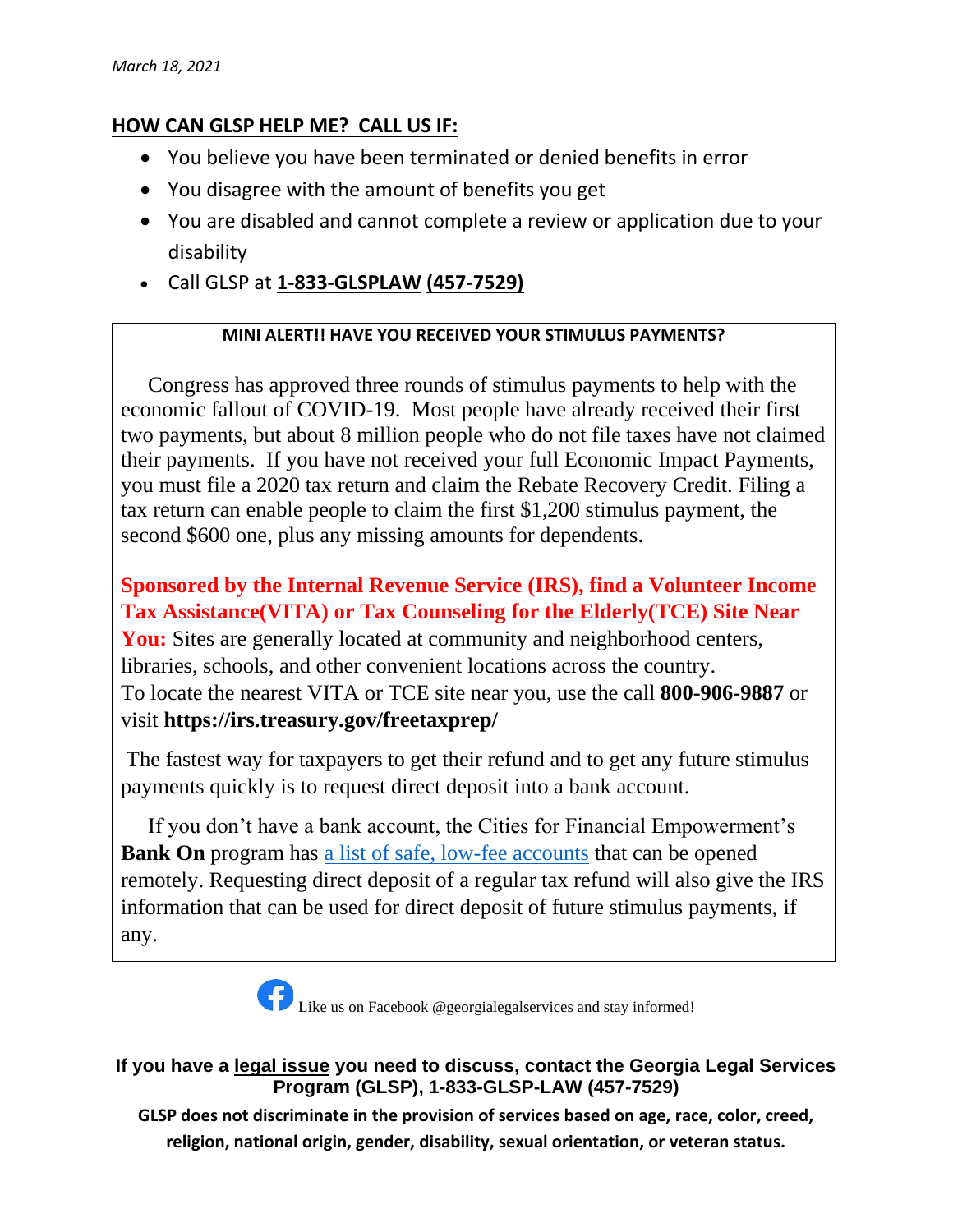*March 18, 2021*

## **HOW CAN GLSP HELP ME? CALL US IF:**

- You believe you have been terminated or denied benefits in error
- You disagree with the amount of benefits you get
- You are disabled and cannot complete a review or application due to your disability
- Call GLSP at **1-833-GLSPLAW (457-7529)**

**MINI ALERT!! HAVE YOU RECEIVED YOUR STIMULUS PAYMENTS?**

Congress has approved three rounds of stimulus payments to help with the economic fallout of COVID-19. Most people have already received their first two payments, but about 8 million people who do not file taxes have not claimed their payments. If you have not received your full Economic Impact Payments, you must file a 2020 tax return and claim the Rebate Recovery Credit. Filing a tax return can enable people to claim the first $1,200 stimulus payment, the second $600 one, plus any missing amounts for dependents.

**Sponsored by the Internal Revenue Service (IRS), find a Volunteer Income Tax Assistance(VITA) or Tax Counseling for the Elderly(TCE) Site Near You:** Sites are generally located at community and neighborhood centers, libraries, schools, and other convenient locations across the country. To locate the nearest VITA or TCE site near you, use the call **800-906-9887** or visit **https://irs.treasury.gov/freetaxprep/**

The fastest way for taxpayers to get their refund and to get any future stimulus payments quickly is to request direct deposit into a bank account.

If you don't have a bank account, the Cities for Financial Empowerment's **Bank On** program has a list of safe, low-fee accounts that can be opened remotely. Requesting direct deposit of a regular tax refund will also give the IRS information that can be used for direct deposit of future stimulus payments, if any.

Like us on Facebook @georgialegalservices and stay informed!

**If you have a legal issue you need to discuss, contact the Georgia Legal Services Program (GLSP), 1-833-GLSP-LAW (457-7529)**

**GLSP does not discriminate in the provision of services based on age, race, color, creed, religion, national origin, gender, disability, sexual orientation, or veteran status.**